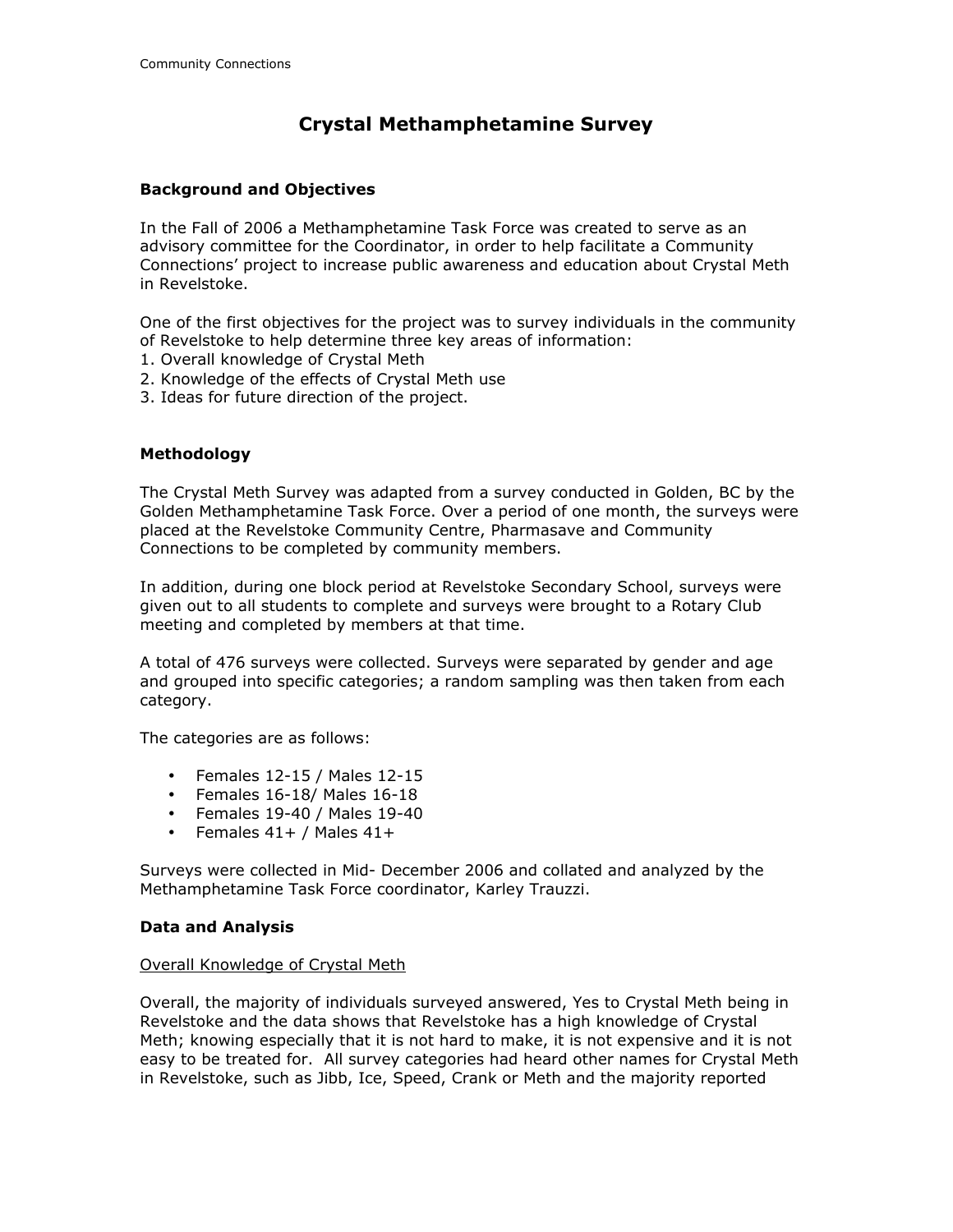# Crystal Methamphetamine Survey

## Background and Objectives

In the Fall of 2006 a Methamphetamine Task Force was created to serve as an advisory committee for the Coordinator, in order to help facilitate a Community Connections' project to increase public awareness and education about Crystal Meth in Revelstoke.

One of the first objectives for the project was to survey individuals in the community of Revelstoke to help determine three key areas of information:
1. Overall knowledge of Crystal Meth
2. Knowledge of the effects of Crystal Meth use
3. Ideas for future direction of the project.

## Methodology

The Crystal Meth Survey was adapted from a survey conducted in Golden, BC by the Golden Methamphetamine Task Force. Over a period of one month, the surveys were placed at the Revelstoke Community Centre, Pharmasave and Community Connections to be completed by community members.

In addition, during one block period at Revelstoke Secondary School, surveys were given out to all students to complete and surveys were brought to a Rotary Club meeting and completed by members at that time.

A total of 476 surveys were collected. Surveys were separated by gender and age and grouped into specific categories; a random sampling was then taken from each category.

The categories are as follows:

- Females 12-15 / Males 12-15
- Females 16-18/ Males 16-18
- Females 19-40 / Males 19-40
- Females 41+ / Males 41+

Surveys were collected in Mid- December 2006 and collated and analyzed by the Methamphetamine Task Force coordinator, Karley Trauzzi.

## Data and Analysis

Overall Knowledge of Crystal Meth

Overall, the majority of individuals surveyed answered, Yes to Crystal Meth being in Revelstoke and the data shows that Revelstoke has a high knowledge of Crystal Meth; knowing especially that it is not hard to make, it is not expensive and it is not easy to be treated for. All survey categories had heard other names for Crystal Meth in Revelstoke, such as Jibb, Ice, Speed, Crank or Meth and the majority reported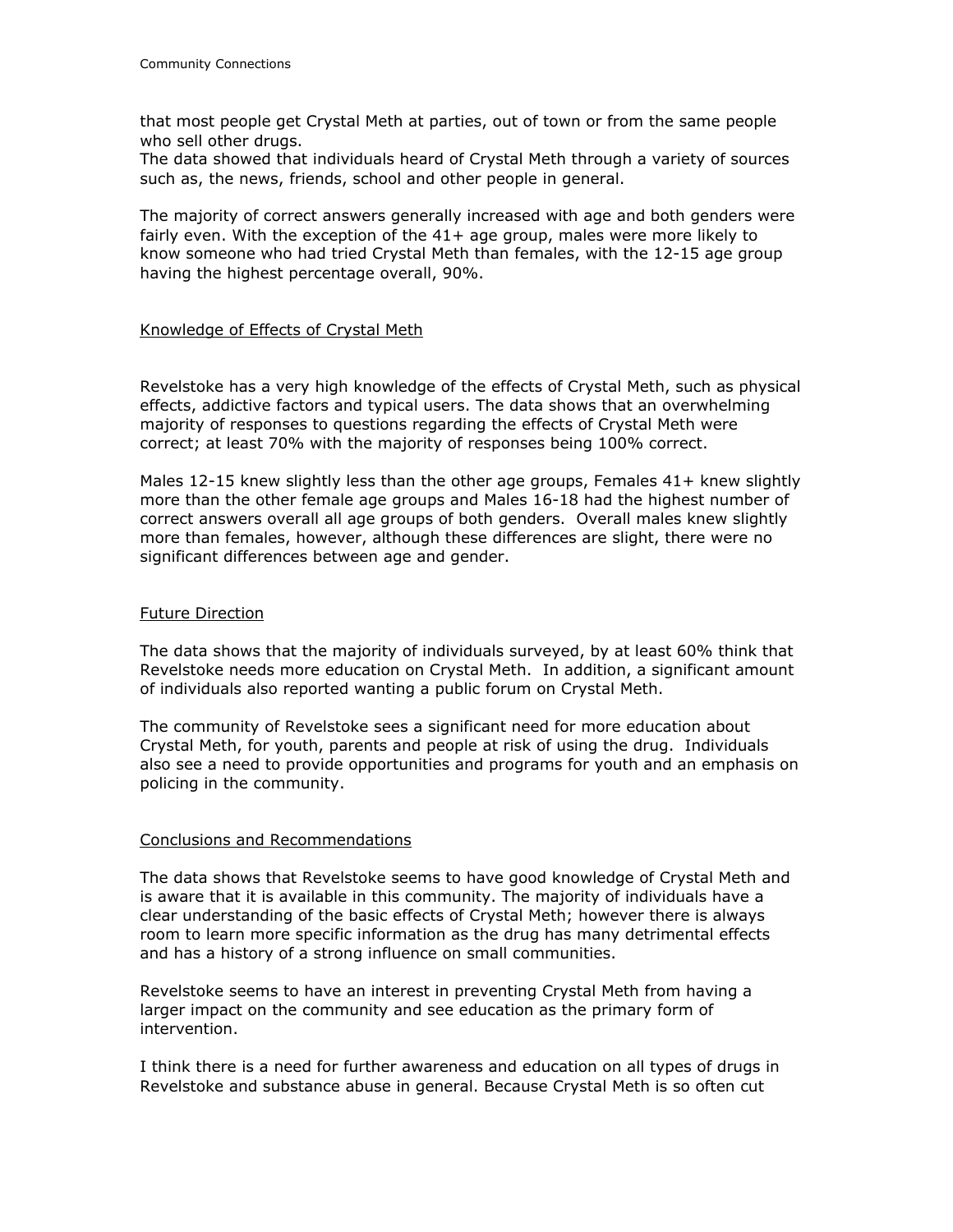that most people get Crystal Meth at parties, out of town or from the same people who sell other drugs.
The data showed that individuals heard of Crystal Meth through a variety of sources such as, the news, friends, school and other people in general.

The majority of correct answers generally increased with age and both genders were fairly even. With the exception of the 41+ age group, males were more likely to know someone who had tried Crystal Meth than females, with the 12-15 age group having the highest percentage overall, 90%.

## Knowledge of Effects of Crystal Meth

Revelstoke has a very high knowledge of the effects of Crystal Meth, such as physical effects, addictive factors and typical users. The data shows that an overwhelming majority of responses to questions regarding the effects of Crystal Meth were correct; at least 70% with the majority of responses being 100% correct.

Males 12-15 knew slightly less than the other age groups, Females 41+ knew slightly more than the other female age groups and Males 16-18 had the highest number of correct answers overall all age groups of both genders. Overall males knew slightly more than females, however, although these differences are slight, there were no significant differences between age and gender.

## Future Direction

The data shows that the majority of individuals surveyed, by at least 60% think that Revelstoke needs more education on Crystal Meth. In addition, a significant amount of individuals also reported wanting a public forum on Crystal Meth.

The community of Revelstoke sees a significant need for more education about Crystal Meth, for youth, parents and people at risk of using the drug. Individuals also see a need to provide opportunities and programs for youth and an emphasis on policing in the community.

## Conclusions and Recommendations

The data shows that Revelstoke seems to have good knowledge of Crystal Meth and is aware that it is available in this community. The majority of individuals have a clear understanding of the basic effects of Crystal Meth; however there is always room to learn more specific information as the drug has many detrimental effects and has a history of a strong influence on small communities.

Revelstoke seems to have an interest in preventing Crystal Meth from having a larger impact on the community and see education as the primary form of intervention.

I think there is a need for further awareness and education on all types of drugs in Revelstoke and substance abuse in general. Because Crystal Meth is so often cut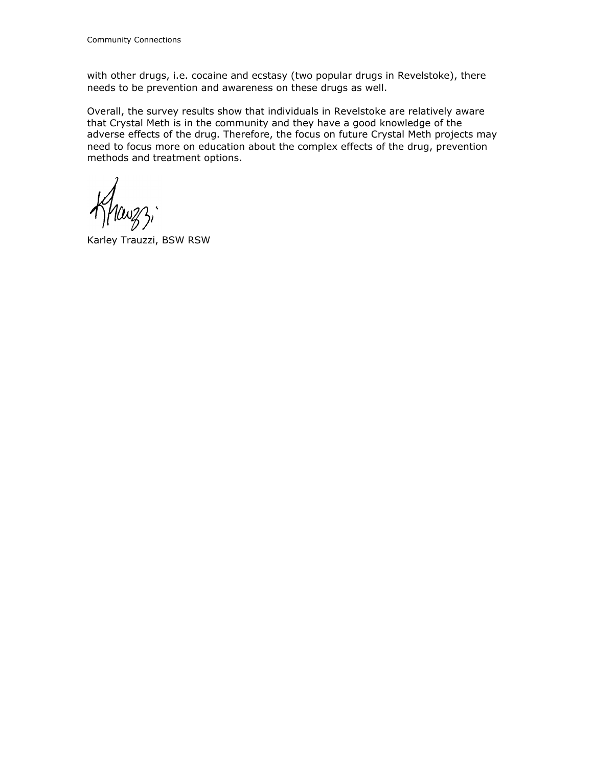with other drugs, i.e. cocaine and ecstasy (two popular drugs in Revelstoke), there needs to be prevention and awareness on these drugs as well.

Overall, the survey results show that individuals in Revelstoke are relatively aware that Crystal Meth is in the community and they have a good knowledge of the adverse effects of the drug. Therefore, the focus on future Crystal Meth projects may need to focus more on education about the complex effects of the drug, prevention methods and treatment options.

Karley Trauzzi, BSW RSW